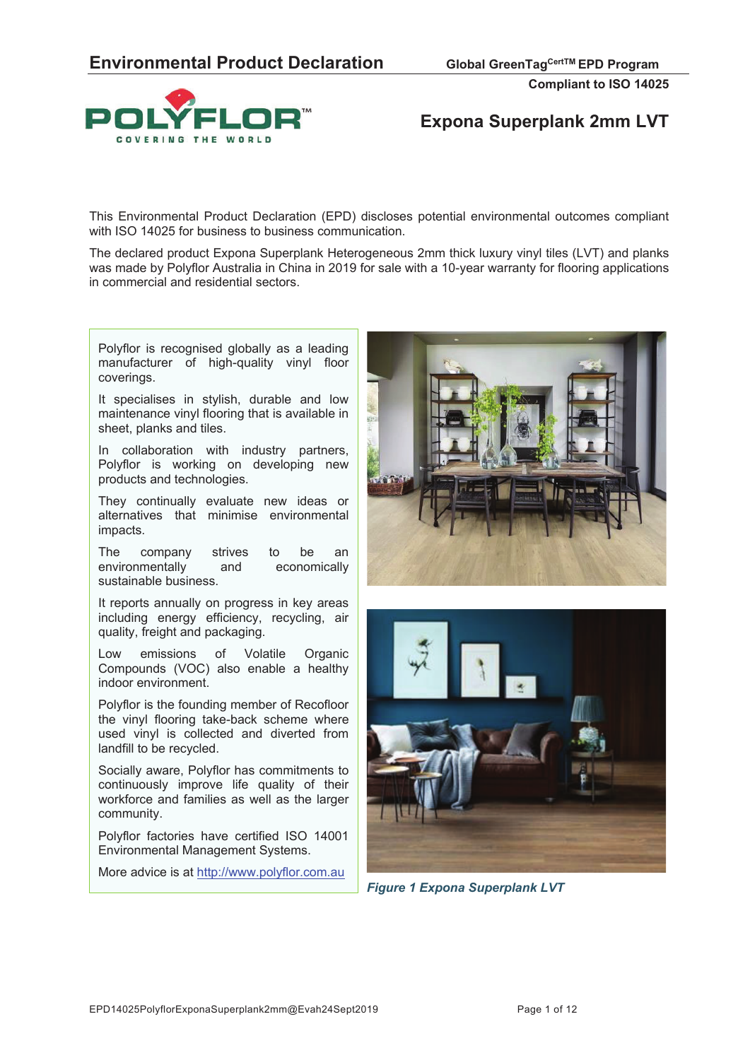# Environmental Product Declaration

**Global GreenTag[CertTM] EPD Program**

**Compliant to ISO 14025**

POLYFLOR™ COVERING THE WORLD

## Expona Superplank 2mm LVT

This Environmental Product Declaration (EPD) discloses potential environmental outcomes compliant with ISO 14025 for business to business communication.

The declared product Expona Superplank Heterogeneous 2mm thick luxury vinyl tiles (LVT) and planks was made by Polyflor Australia in China in 2019 for sale with a 10-year warranty for flooring applications in commercial and residential sectors.

Polyflor is recognised globally as a leading manufacturer of high-quality vinyl floor coverings.

It specialises in stylish, durable and low maintenance vinyl flooring that is available in sheet, planks and tiles.

In collaboration with industry partners, Polyflor is working on developing new products and technologies.

They continually evaluate new ideas or alternatives that minimise environmental impacts.

The company strives to be an environmentally and economically sustainable business.

It reports annually on progress in key areas including energy efficiency, recycling, air quality, freight and packaging.

Low emissions of Volatile Organic Compounds (VOC) also enable a healthy indoor environment.

Polyflor is the founding member of Recofloor the vinyl flooring take-back scheme where used vinyl is collected and diverted from landfill to be recycled.

Socially aware, Polyflor has commitments to continuously improve life quality of their workforce and families as well as the larger community.

Polyflor factories have certified ISO 14001 Environmental Management Systems.

More advice is at http://www.polyflor.com.au

*Figure 1 Expona Superplank LVT*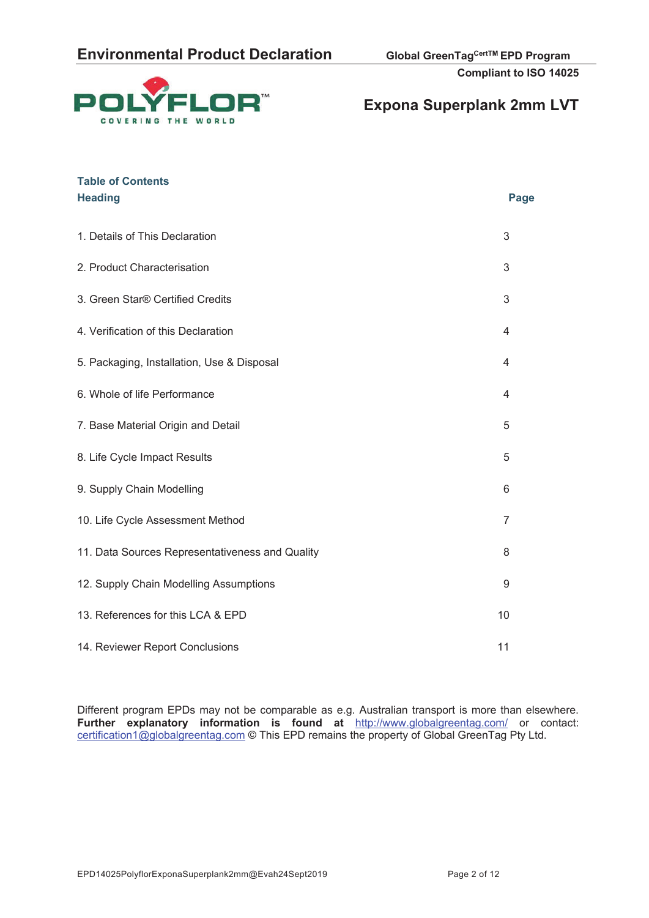## Table of Contents

| Heading | Page |
| --- | --- |
| 1. Details of This Declaration | 3 |
| 2. Product Characterisation | 3 |
| 3. Green Star® Certified Credits | 3 |
| 4. Verification of this Declaration | 4 |
| 5. Packaging, Installation, Use & Disposal | 4 |
| 6. Whole of life Performance | 4 |
| 7. Base Material Origin and Detail | 5 |
| 8. Life Cycle Impact Results | 5 |
| 9. Supply Chain Modelling | 6 |
| 10. Life Cycle Assessment Method | 7 |
| 11. Data Sources Representativeness and Quality | 8 |
| 12. Supply Chain Modelling Assumptions | 9 |
| 13. References for this LCA & EPD | 10 |
| 14. Reviewer Report Conclusions | 11 |

Different program EPDs may not be comparable as e.g. Australian transport is more than elsewhere. **Further explanatory information is found at** http://www.globalgreentag.com/ or contact: certification1@globalgreentag.com © This EPD remains the property of Global GreenTag Pty Ltd.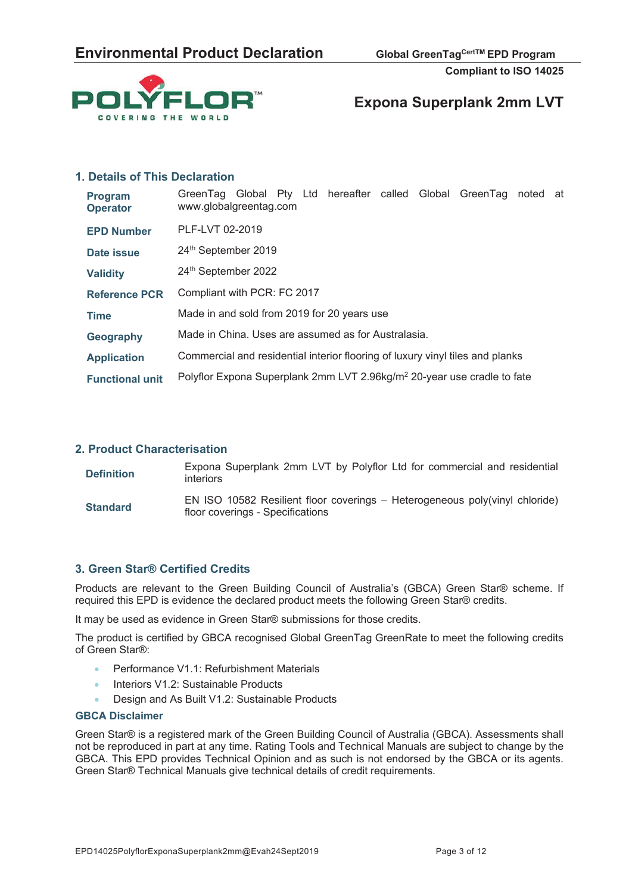# Expona Superplank 2mm LVT

## 1. Details of This Declaration

| | |
|---|---|
| **Program Operator** | GreenTag Global Pty Ltd hereafter called Global GreenTag noted at www.globalgreentag.com |
| **EPD Number** | PLF-LVT 02-2019 |
| **Date issue** | 24th September 2019 |
| **Validity** | 24th September 2022 |
| **Reference PCR** | Compliant with PCR: FC 2017 |
| **Time** | Made in and sold from 2019 for 20 years use |
| **Geography** | Made in China. Uses are assumed as for Australasia. |
| **Application** | Commercial and residential interior flooring of luxury vinyl tiles and planks |
| **Functional unit** | Polyflor Expona Superplank 2mm LVT 2.96kg/$m^2$ 20-year use cradle to fate |

## 2. Product Characterisation

| | |
|---|---|
| **Definition** | Expona Superplank 2mm LVT by Polyflor Ltd for commercial and residential interiors |
| **Standard** | EN ISO 10582 Resilient floor coverings – Heterogeneous poly(vinyl chloride) floor coverings - Specifications |

## 3. Green Star® Certified Credits

Products are relevant to the Green Building Council of Australia's (GBCA) Green Star® scheme. If required this EPD is evidence the declared product meets the following Green Star® credits.

It may be used as evidence in Green Star® submissions for those credits.

The product is certified by GBCA recognised Global GreenTag GreenRate to meet the following credits of Green Star®:

- Performance V1.1: Refurbishment Materials
- Interiors V1.2: Sustainable Products
- Design and As Built V1.2: Sustainable Products

### GBCA Disclaimer

Green Star® is a registered mark of the Green Building Council of Australia (GBCA). Assessments shall not be reproduced in part at any time. Rating Tools and Technical Manuals are subject to change by the GBCA. This EPD provides Technical Opinion and as such is not endorsed by the GBCA or its agents. Green Star® Technical Manuals give technical details of credit requirements.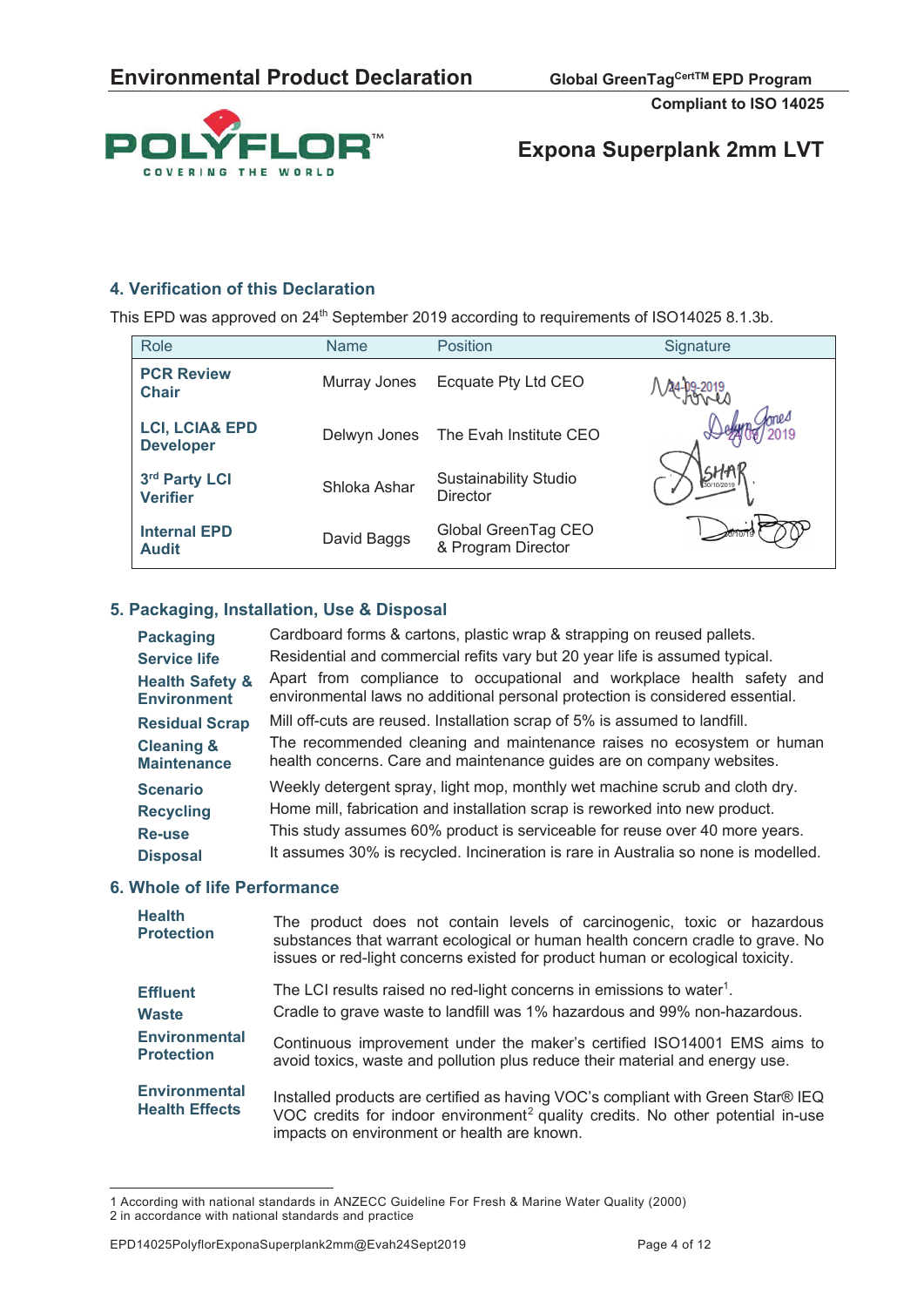## 4. Verification of this Declaration

This EPD was approved on 24th September 2019 according to requirements of ISO14025 8.1.3b.

| Role | Name | Position | Signature |
|---|---|---|---|
| **PCR Review Chair** | Murray Jones | Ecquate Pty Ltd CEO | 24-09-2019 |
| **LCI, LCIA& EPD Developer** | Delwyn Jones | The Evah Institute CEO | 24/09/2019 |
| **3rd Party LCI Verifier** | Shloka Ashar | Sustainability Studio Director | 30/10/2019 |
| **Internal EPD Audit** | David Baggs | Global GreenTag CEO & Program Director | 24/10/19 |

## 5. Packaging, Installation, Use & Disposal

**Packaging** Cardboard forms & cartons, plastic wrap & strapping on reused pallets.

**Service life** Residential and commercial refits vary but 20 year life is assumed typical.

**Health Safety & Environment** Apart from compliance to occupational and workplace health safety and environmental laws no additional personal protection is considered essential.

**Residual Scrap** Mill off-cuts are reused. Installation scrap of 5% is assumed to landfill.

**Cleaning & Maintenance** The recommended cleaning and maintenance raises no ecosystem or human health concerns. Care and maintenance guides are on company websites.

**Scenario** Weekly detergent spray, light mop, monthly wet machine scrub and cloth dry.

**Recycling** Home mill, fabrication and installation scrap is reworked into new product.

**Re-use** This study assumes 60% product is serviceable for reuse over 40 more years.

**Disposal** It assumes 30% is recycled. Incineration is rare in Australia so none is modelled.

## 6. Whole of life Performance

**Health Protection** The product does not contain levels of carcinogenic, toxic or hazardous substances that warrant ecological or human health concern cradle to grave. No issues or red-light concerns existed for product human or ecological toxicity.

**Effluent** The LCI results raised no red-light concerns in emissions to water[1].

**Waste** Cradle to grave waste to landfill was 1% hazardous and 99% non-hazardous.

**Environmental Protection** Continuous improvement under the maker's certified ISO14001 EMS aims to avoid toxics, waste and pollution plus reduce their material and energy use.

**Environmental Health Effects** Installed products are certified as having VOC's compliant with Green Star® IEQ VOC credits for indoor environment[2] quality credits. No other potential in-use impacts on environment or health are known.

---

1 According with national standards in ANZECC Guideline For Fresh & Marine Water Quality (2000)
2 in accordance with national standards and practice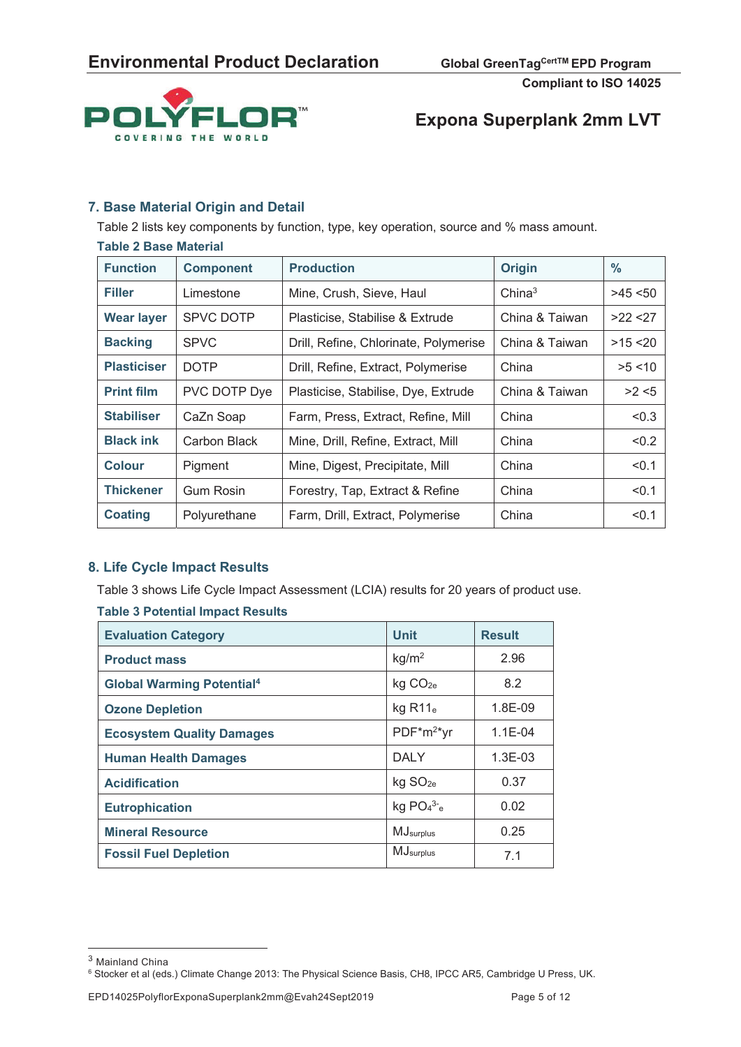## 7. Base Material Origin and Detail

Table 2 lists key components by function, type, key operation, source and % mass amount.

**Table 2 Base Material**

| Function | Component | Production | Origin | % |
|---|---|---|---|---|
| **Filler** | Limestone | Mine, Crush, Sieve, Haul | China[3] | >45 <50 |
| **Wear layer** | SPVC DOTP | Plasticise, Stabilise & Extrude | China & Taiwan | >22 <27 |
| **Backing** | SPVC | Drill, Refine, Chlorinate, Polymerise | China & Taiwan | >15 <20 |
| **Plasticiser** | DOTP | Drill, Refine, Extract, Polymerise | China | >5 <10 |
| **Print film** | PVC DOTP Dye | Plasticise, Stabilise, Dye, Extrude | China & Taiwan | >2 <5 |
| **Stabiliser** | CaZn Soap | Farm, Press, Extract, Refine, Mill | China | <0.3 |
| **Black ink** | Carbon Black | Mine, Drill, Refine, Extract, Mill | China | <0.2 |
| **Colour** | Pigment | Mine, Digest, Precipitate, Mill | China | <0.1 |
| **Thickener** | Gum Rosin | Forestry, Tap, Extract & Refine | China | <0.1 |
| **Coating** | Polyurethane | Farm, Drill, Extract, Polymerise | China | <0.1 |

## 8. Life Cycle Impact Results

Table 3 shows Life Cycle Impact Assessment (LCIA) results for 20 years of product use.

**Table 3 Potential Impact Results**

| Evaluation Category | Unit | Result |
|---|---|---|
| **Product mass** | $kg/m^2$ | 2.96 |
| **Global Warming Potential[4]** | kg $CO_{2e}$ | 8.2 |
| **Ozone Depletion** | kg $R11_e$ | 1.8E-09 |
| **Ecosystem Quality Damages** | $PDF*m^2*yr$ | 1.1E-04 |
| **Human Health Damages** | DALY | 1.3E-03 |
| **Acidification** | kg $SO_{2e}$ | 0.37 |
| **Eutrophication** | kg $PO_4{}^{3-}{}_e$ | 0.02 |
| **Mineral Resource** | $MJ_{surplus}$ | 0.25 |
| **Fossil Fuel Depletion** | $MJ_{surplus}$ | 7.1 |

---

[3] Mainland China

[6] Stocker et al (eds.) Climate Change 2013: The Physical Science Basis, CH8, IPCC AR5, Cambridge U Press, UK.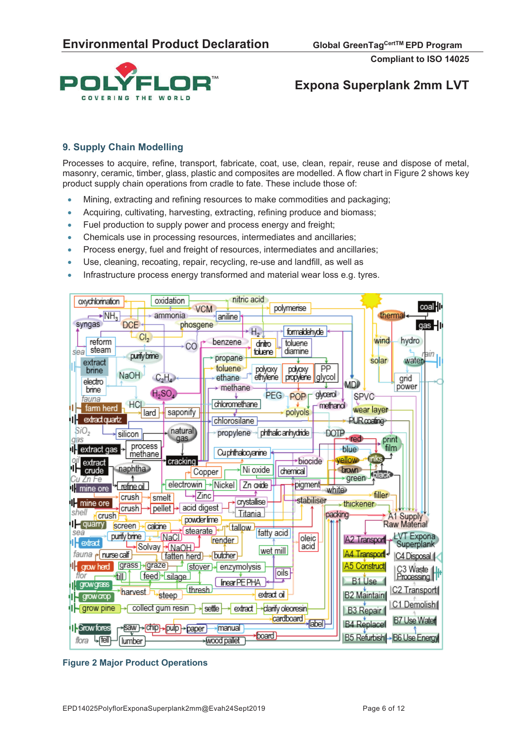## 9. Supply Chain Modelling

Processes to acquire, refine, transport, fabricate, coat, use, clean, repair, reuse and dispose of metal, masonry, ceramic, timber, glass, plastic and composites are modelled. A flow chart in Figure 2 shows key product supply chain operations from cradle to fate. These include those of:

- Mining, extracting and refining resources to make commodities and packaging;
- Acquiring, cultivating, harvesting, extracting, refining produce and biomass;
- Fuel production to supply power and process energy and freight;
- Chemicals use in processing resources, intermediates and ancillaries;
- Process energy, fuel and freight of resources, intermediates and ancillaries;
- Use, cleaning, recoating, repair, recycling, re-use and landfill, as well as
- Infrastructure process energy transformed and material wear loss e.g. tyres.

**Figure 2 Major Product Operations**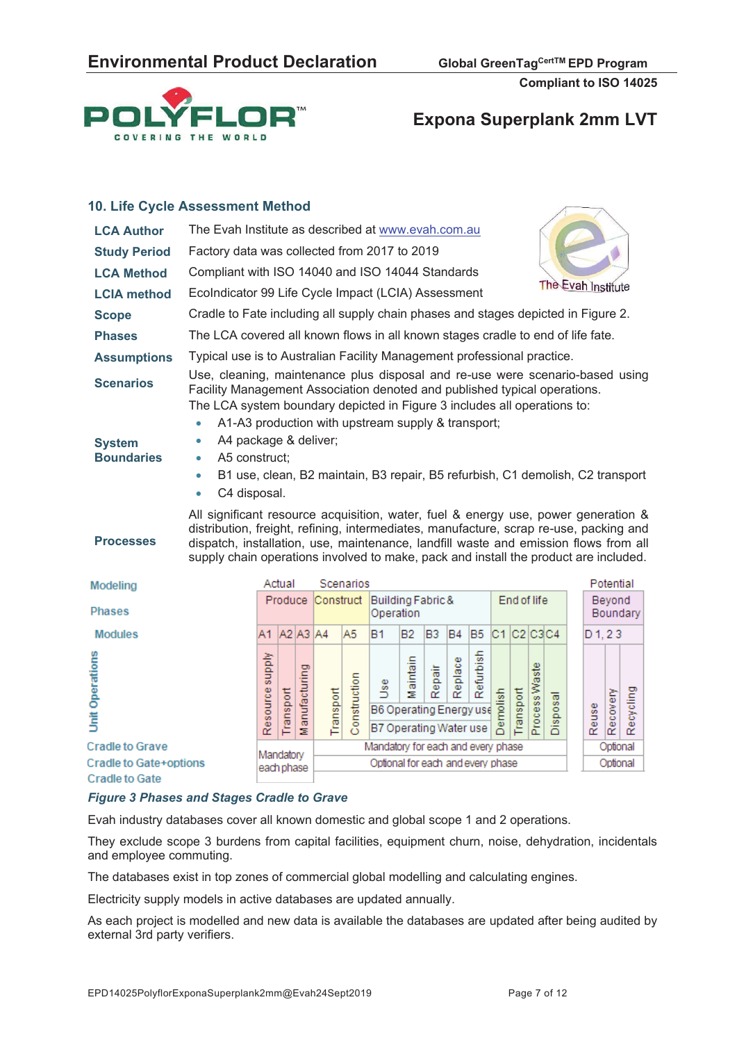## 10. Life Cycle Assessment Method

| | |
|---|---|
| **LCA Author** | The Evah Institute as described at www.evah.com.au |
| **Study Period** | Factory data was collected from 2017 to 2019 |
| **LCA Method** | Compliant with ISO 14040 and ISO 14044 Standards |
| **LCIA method** | EcoIndicator 99 Life Cycle Impact (LCIA) Assessment |
| **Scope** | Cradle to Fate including all supply chain phases and stages depicted in Figure 2. |
| **Phases** | The LCA covered all known flows in all known stages cradle to end of life fate. |
| **Assumptions** | Typical use is to Australian Facility Management professional practice. |
| **Scenarios** | Use, cleaning, maintenance plus disposal and re-use were scenario-based using Facility Management Association denoted and published typical operations. |
| **System Boundaries** | The LCA system boundary depicted in Figure 3 includes all operations to:<br>• A1-A3 production with upstream supply & transport;<br>• A4 package & deliver;<br>• A5 construct;<br>• B1 use, clean, B2 maintain, B3 repair, B5 refurbish, C1 demolish, C2 transport<br>• C4 disposal. |
| **Processes** | All significant resource acquisition, water, fuel & energy use, power generation & distribution, freight, refining, intermediates, manufacture, scrap re-use, packing and dispatch, installation, use, maintenance, landfill waste and emission flows from all supply chain operations involved to make, pack and install the product are included. |

| Modeling | Actual | | | Scenarios | | | | | | | | | | | | Potential | | |
|---|---|---|---|---|---|---|---|---|---|---|---|---|---|---|---|---|---|---|
| Phases | Produce | | | Construct | | Building Fabric & Operation | | | | | End of life | | | | | Beyond Boundary | | |
| Modules | A1 | A2 | A3 | A4 | A5 | B1 | B2 | B3 | B4 | B5 | C1 | C2 | C3 | C4 | | D 1, 2 3 | | |
| Unit Operations | Resource supply | Transport | Manufacturing | Transport | Construction | Use | Maintain | Repair | Replace | Refurbish | Demolish | Transport | Process Waste | Disposal | | Reuse | Recovery | Recycling |
| | | | | | | B6 Operating Energy use | | | | | | | | | | | | |
| | | | | | | B7 Operating Water use | | | | | | | | | | | | |
| Cradle to Grave | Mandatory each phase | | | Mandatory for each and every phase | | | | | | | | | | | | Optional | | |
| Cradle to Gate+options | | | | Optional for each and every phase | | | | | | | | | | | | Optional | | |
| Cradle to Gate | | | | | | | | | | | | | | | | | | |

*Figure 3 Phases and Stages Cradle to Grave*

Evah industry databases cover all known domestic and global scope 1 and 2 operations.

They exclude scope 3 burdens from capital facilities, equipment churn, noise, dehydration, incidentals and employee commuting.

The databases exist in top zones of commercial global modelling and calculating engines.

Electricity supply models in active databases are updated annually.

As each project is modelled and new data is available the databases are updated after being audited by external 3rd party verifiers.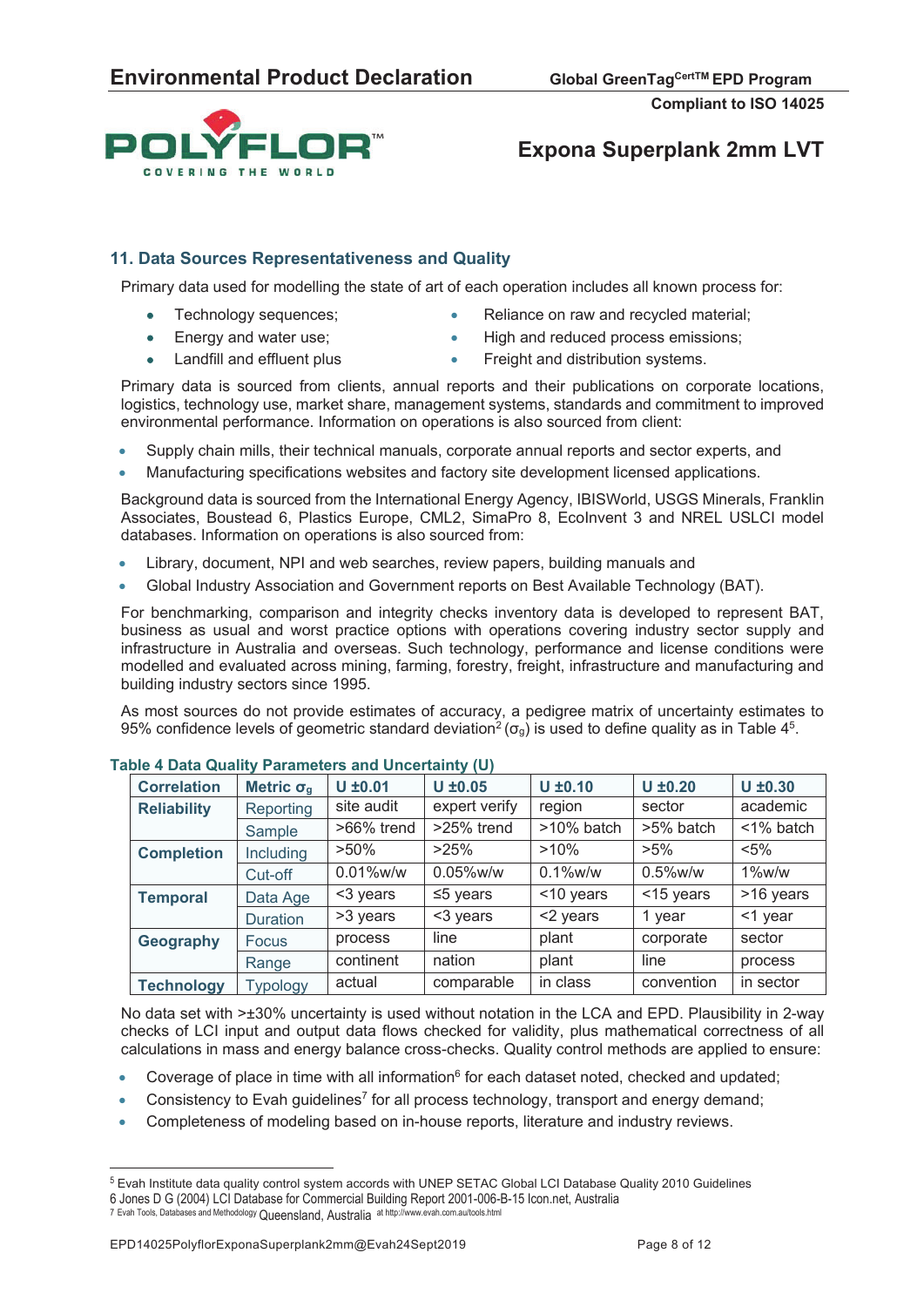## 11. Data Sources Representativeness and Quality

Primary data used for modelling the state of art of each operation includes all known process for:

- Technology sequences;
- Energy and water use;
- Landfill and effluent plus
- Reliance on raw and recycled material;
- High and reduced process emissions;
- Freight and distribution systems.

Primary data is sourced from clients, annual reports and their publications on corporate locations, logistics, technology use, market share, management systems, standards and commitment to improved environmental performance. Information on operations is also sourced from client:

- Supply chain mills, their technical manuals, corporate annual reports and sector experts, and
- Manufacturing specifications websites and factory site development licensed applications.

Background data is sourced from the International Energy Agency, IBISWorld, USGS Minerals, Franklin Associates, Boustead 6, Plastics Europe, CML2, SimaPro 8, EcoInvent 3 and NREL USLCI model databases. Information on operations is also sourced from:

- Library, document, NPI and web searches, review papers, building manuals and
- Global Industry Association and Government reports on Best Available Technology (BAT).

For benchmarking, comparison and integrity checks inventory data is developed to represent BAT, business as usual and worst practice options with operations covering industry sector supply and infrastructure in Australia and overseas. Such technology, performance and license conditions were modelled and evaluated across mining, farming, forestry, freight, infrastructure and manufacturing and building industry sectors since 1995.

As most sources do not provide estimates of accuracy, a pedigree matrix of uncertainty estimates to 95% confidence levels of geometric standard deviation[2] ($\sigma_g$) is used to define quality as in Table 4[5].

**Table 4 Data Quality Parameters and Uncertainty (U)**

| Correlation | Metric $\sigma_g$ | U ±0.01 | U ±0.05 | U ±0.10 | U ±0.20 | U ±0.30 |
|---|---|---|---|---|---|---|
| Reliability | Reporting | site audit | expert verify | region | sector | academic |
| | Sample | >66% trend | >25% trend | >10% batch | >5% batch | <1% batch |
| Completion | Including | >50% | >25% | >10% | >5% | <5% |
| | Cut-off | 0.01%w/w | 0.05%w/w | 0.1%w/w | 0.5%w/w | 1%w/w |
| Temporal | Data Age | <3 years | ≤5 years | <10 years | <15 years | >16 years |
| | Duration | >3 years | <3 years | <2 years | 1 year | <1 year |
| Geography | Focus | process | line | plant | corporate | sector |
| | Range | continent | nation | plant | line | process |
| Technology | Typology | actual | comparable | in class | convention | in sector |

No data set with >±30% uncertainty is used without notation in the LCA and EPD. Plausibility in 2-way checks of LCI input and output data flows checked for validity, plus mathematical correctness of all calculations in mass and energy balance cross-checks. Quality control methods are applied to ensure:

- Coverage of place in time with all information[6] for each dataset noted, checked and updated;
- Consistency to Evah guidelines[7] for all process technology, transport and energy demand;
- Completeness of modeling based on in-house reports, literature and industry reviews.

---

[5] Evah Institute data quality control system accords with UNEP SETAC Global LCI Database Quality 2010 Guidelines

6 Jones D G (2004) LCI Database for Commercial Building Report 2001-006-B-15 Icon.net, Australia

7 Evah Tools, Databases and Methodology Queensland, Australia at http://www.evah.com.au/tools.html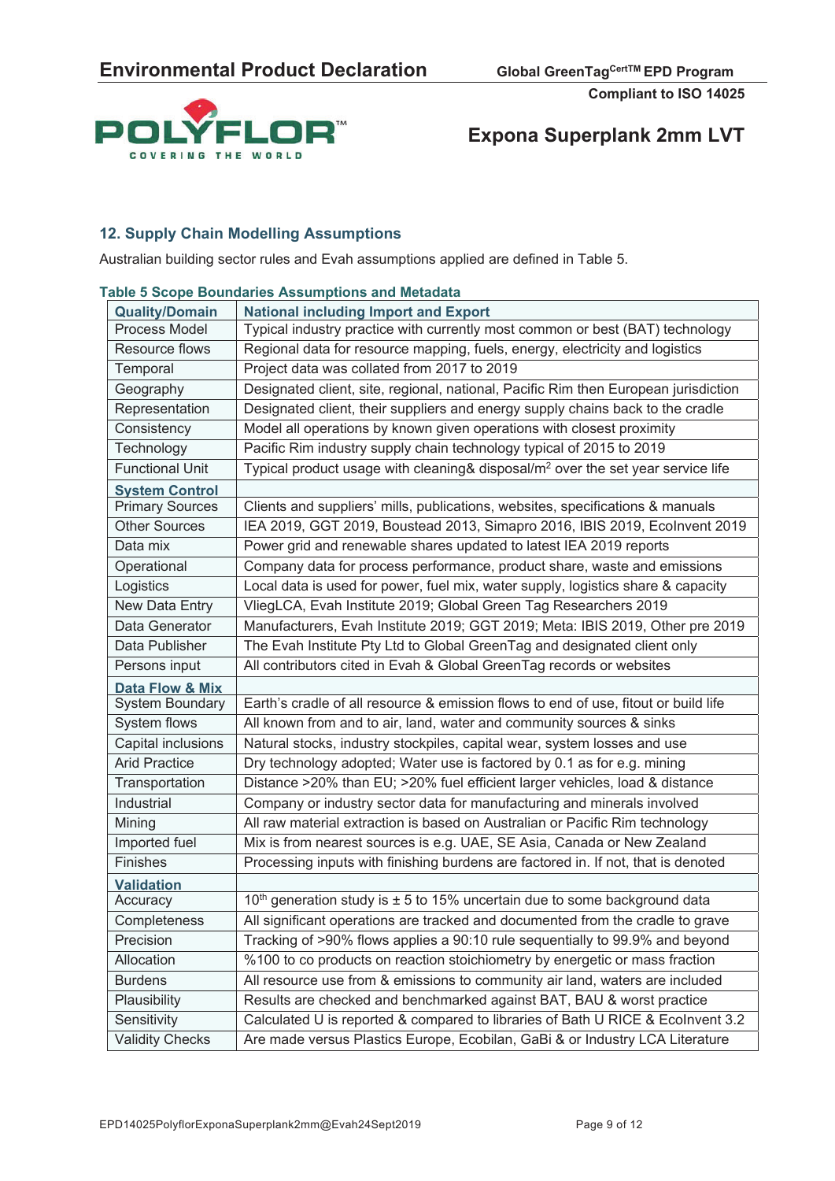## 12. Supply Chain Modelling Assumptions

Australian building sector rules and Evah assumptions applied are defined in Table 5.

**Table 5 Scope Boundaries Assumptions and Metadata**

| **Quality/Domain** | **National including Import and Export** |
|---|---|
| Process Model | Typical industry practice with currently most common or best (BAT) technology |
| Resource flows | Regional data for resource mapping, fuels, energy, electricity and logistics |
| Temporal | Project data was collated from 2017 to 2019 |
| Geography | Designated client, site, regional, national, Pacific Rim then European jurisdiction |
| Representation | Designated client, their suppliers and energy supply chains back to the cradle |
| Consistency | Model all operations by known given operations with closest proximity |
| Technology | Pacific Rim industry supply chain technology typical of 2015 to 2019 |
| Functional Unit | Typical product usage with cleaning& disposal/m$^2$ over the set year service life |
| **System Control** | |
| Primary Sources | Clients and suppliers' mills, publications, websites, specifications & manuals |
| Other Sources | IEA 2019, GGT 2019, Boustead 2013, Simapro 2016, IBIS 2019, EcoInvent 2019 |
| Data mix | Power grid and renewable shares updated to latest IEA 2019 reports |
| Operational | Company data for process performance, product share, waste and emissions |
| Logistics | Local data is used for power, fuel mix, water supply, logistics share & capacity |
| New Data Entry | VliegLCA, Evah Institute 2019; Global Green Tag Researchers 2019 |
| Data Generator | Manufacturers, Evah Institute 2019; GGT 2019; Meta: IBIS 2019, Other pre 2019 |
| Data Publisher | The Evah Institute Pty Ltd to Global GreenTag and designated client only |
| Persons input | All contributors cited in Evah & Global GreenTag records or websites |
| **Data Flow & Mix** | |
| System Boundary | Earth's cradle of all resource & emission flows to end of use, fitout or build life |
| System flows | All known from and to air, land, water and community sources & sinks |
| Capital inclusions | Natural stocks, industry stockpiles, capital wear, system losses and use |
| Arid Practice | Dry technology adopted; Water use is factored by 0.1 as for e.g. mining |
| Transportation | Distance >20% than EU; >20% fuel efficient larger vehicles, load & distance |
| Industrial | Company or industry sector data for manufacturing and minerals involved |
| Mining | All raw material extraction is based on Australian or Pacific Rim technology |
| Imported fuel | Mix is from nearest sources is e.g. UAE, SE Asia, Canada or New Zealand |
| Finishes | Processing inputs with finishing burdens are factored in. If not, that is denoted |
| **Validation** | |
| Accuracy | 10$^{th}$ generation study is ± 5 to 15% uncertain due to some background data |
| Completeness | All significant operations are tracked and documented from the cradle to grave |
| Precision | Tracking of >90% flows applies a 90:10 rule sequentially to 99.9% and beyond |
| Allocation | %100 to co products on reaction stoichiometry by energetic or mass fraction |
| Burdens | All resource use from & emissions to community air land, waters are included |
| Plausibility | Results are checked and benchmarked against BAT, BAU & worst practice |
| Sensitivity | Calculated U is reported & compared to libraries of Bath U RICE & EcoInvent 3.2 |
| Validity Checks | Are made versus Plastics Europe, Ecobilan, GaBi & or Industry LCA Literature |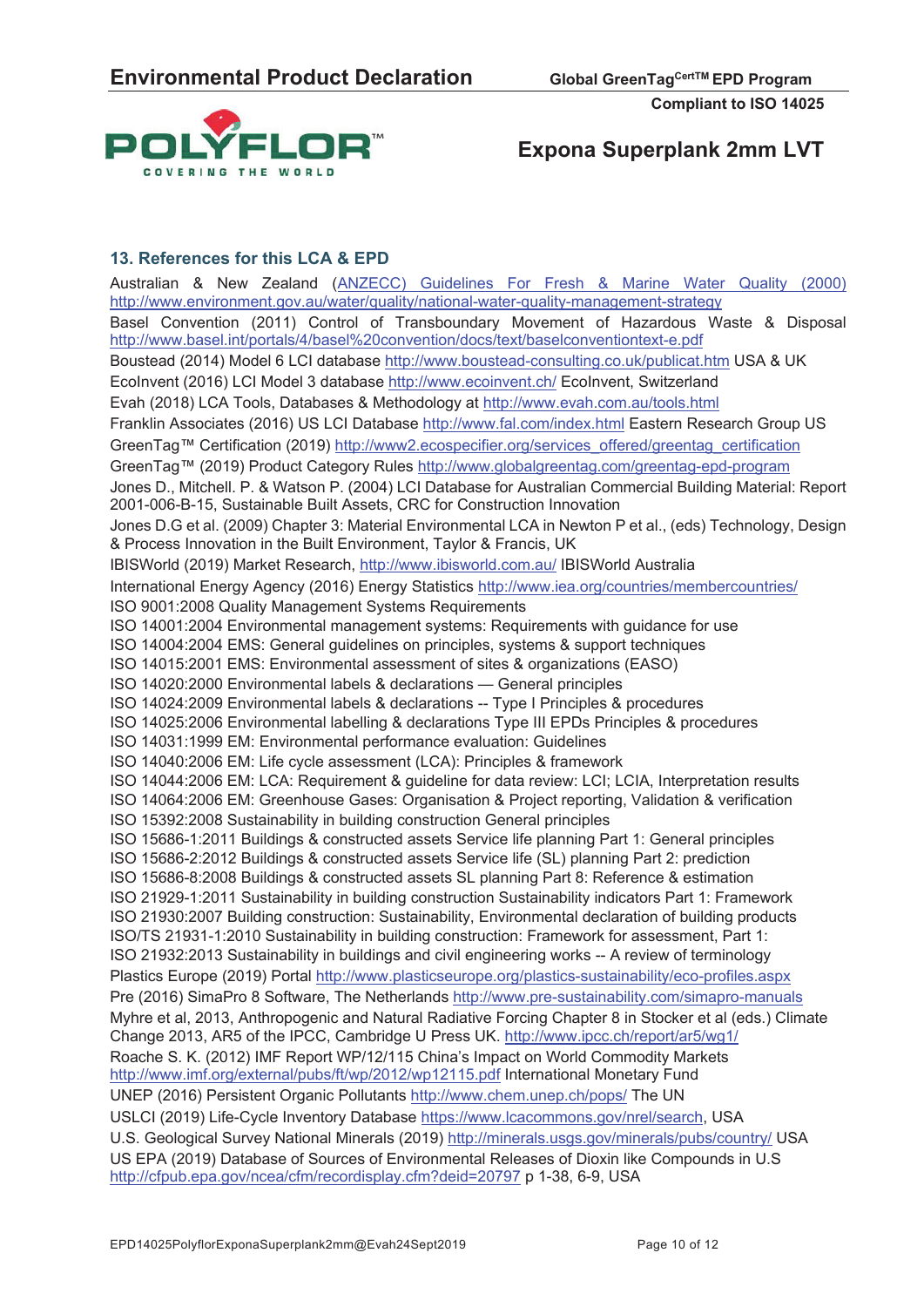## 13. References for this LCA & EPD

Australian & New Zealand (ANZECC) Guidelines For Fresh & Marine Water Quality (2000) http://www.environment.gov.au/water/quality/national-water-quality-management-strategy

Basel Convention (2011) Control of Transboundary Movement of Hazardous Waste & Disposal http://www.basel.int/portals/4/basel%20convention/docs/text/baselconventiontext-e.pdf

Boustead (2014) Model 6 LCI database http://www.boustead-consulting.co.uk/publicat.htm USA & UK

EcoInvent (2016) LCI Model 3 database http://www.ecoinvent.ch/ EcoInvent, Switzerland

Evah (2018) LCA Tools, Databases & Methodology at http://www.evah.com.au/tools.html

Franklin Associates (2016) US LCI Database http://www.fal.com/index.html Eastern Research Group US

GreenTag™ Certification (2019) http://www2.ecospecifier.org/services_offered/greentag_certification

GreenTag™ (2019) Product Category Rules http://www.globalgreentag.com/greentag-epd-program

Jones D., Mitchell. P. & Watson P. (2004) LCI Database for Australian Commercial Building Material: Report 2001-006-B-15, Sustainable Built Assets, CRC for Construction Innovation

Jones D.G et al. (2009) Chapter 3: Material Environmental LCA in Newton P et al., (eds) Technology, Design & Process Innovation in the Built Environment, Taylor & Francis, UK

IBISWorld (2019) Market Research, http://www.ibisworld.com.au/ IBISWorld Australia

International Energy Agency (2016) Energy Statistics http://www.iea.org/countries/membercountries/

ISO 9001:2008 Quality Management Systems Requirements

ISO 14001:2004 Environmental management systems: Requirements with guidance for use

ISO 14004:2004 EMS: General guidelines on principles, systems & support techniques

ISO 14015:2001 EMS: Environmental assessment of sites & organizations (EASO)

ISO 14020:2000 Environmental labels & declarations — General principles

ISO 14024:2009 Environmental labels & declarations -- Type I Principles & procedures

ISO 14025:2006 Environmental labelling & declarations Type III EPDs Principles & procedures

ISO 14031:1999 EM: Environmental performance evaluation: Guidelines

ISO 14040:2006 EM: Life cycle assessment (LCA): Principles & framework

ISO 14044:2006 EM: LCA: Requirement & guideline for data review: LCI; LCIA, Interpretation results

ISO 14064:2006 EM: Greenhouse Gases: Organisation & Project reporting, Validation & verification

ISO 15392:2008 Sustainability in building construction General principles

ISO 15686-1:2011 Buildings & constructed assets Service life planning Part 1: General principles

ISO 15686-2:2012 Buildings & constructed assets Service life (SL) planning Part 2: prediction

ISO 15686-8:2008 Buildings & constructed assets SL planning Part 8: Reference & estimation

ISO 21929-1:2011 Sustainability in building construction Sustainability indicators Part 1: Framework

ISO 21930:2007 Building construction: Sustainability, Environmental declaration of building products

ISO/TS 21931-1:2010 Sustainability in building construction: Framework for assessment, Part 1:

ISO 21932:2013 Sustainability in buildings and civil engineering works -- A review of terminology

Plastics Europe (2019) Portal http://www.plasticseurope.org/plastics-sustainability/eco-profiles.aspx

Pre (2016) SimaPro 8 Software, The Netherlands http://www.pre-sustainability.com/simapro-manuals

Myhre et al, 2013, Anthropogenic and Natural Radiative Forcing Chapter 8 in Stocker et al (eds.) Climate Change 2013, AR5 of the IPCC, Cambridge U Press UK. http://www.ipcc.ch/report/ar5/wg1/

Roache S. K. (2012) IMF Report WP/12/115 China's Impact on World Commodity Markets http://www.imf.org/external/pubs/ft/wp/2012/wp12115.pdf International Monetary Fund

UNEP (2016) Persistent Organic Pollutants http://www.chem.unep.ch/pops/ The UN

USLCI (2019) Life-Cycle Inventory Database https://www.lcacommons.gov/nrel/search, USA

U.S. Geological Survey National Minerals (2019) http://minerals.usgs.gov/minerals/pubs/country/ USA

US EPA (2019) Database of Sources of Environmental Releases of Dioxin like Compounds in U.S http://cfpub.epa.gov/ncea/cfm/recordisplay.cfm?deid=20797 p 1-38, 6-9, USA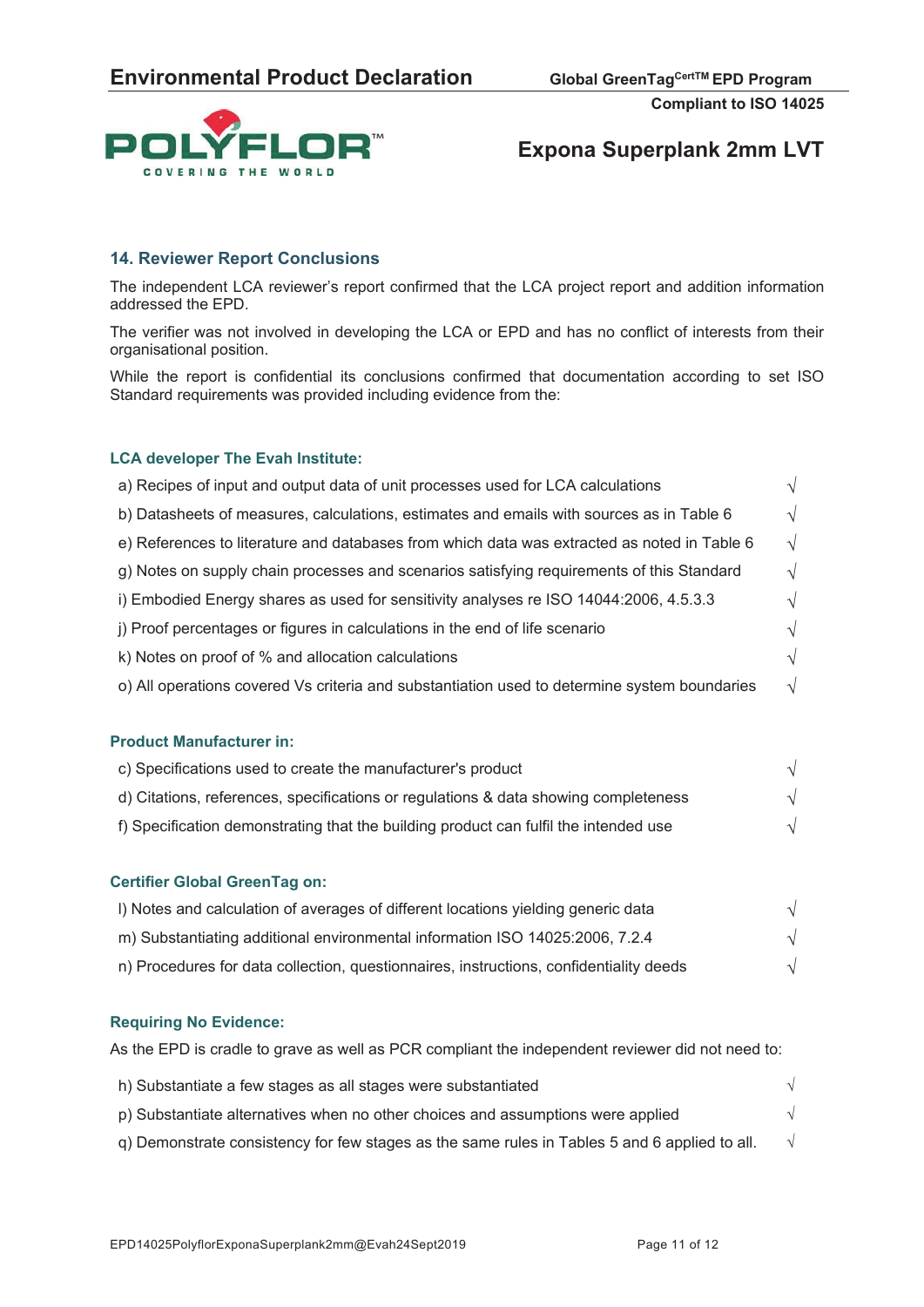## 14. Reviewer Report Conclusions

The independent LCA reviewer's report confirmed that the LCA project report and addition information addressed the EPD.

The verifier was not involved in developing the LCA or EPD and has no conflict of interests from their organisational position.

While the report is confidential its conclusions confirmed that documentation according to set ISO Standard requirements was provided including evidence from the:

### LCA developer The Evah Institute:

| | |
|---|---|
| a) Recipes of input and output data of unit processes used for LCA calculations | √ |
| b) Datasheets of measures, calculations, estimates and emails with sources as in Table 6 | √ |
| e) References to literature and databases from which data was extracted as noted in Table 6 | √ |
| g) Notes on supply chain processes and scenarios satisfying requirements of this Standard | √ |
| i) Embodied Energy shares as used for sensitivity analyses re ISO 14044:2006, 4.5.3.3 | √ |
| j) Proof percentages or figures in calculations in the end of life scenario | √ |
| k) Notes on proof of % and allocation calculations | √ |
| o) All operations covered Vs criteria and substantiation used to determine system boundaries | √ |

### Product Manufacturer in:

| | |
|---|---|
| c) Specifications used to create the manufacturer's product | √ |
| d) Citations, references, specifications or regulations & data showing completeness | √ |
| f) Specification demonstrating that the building product can fulfil the intended use | √ |

### Certifier Global GreenTag on:

| | |
|---|---|
| l) Notes and calculation of averages of different locations yielding generic data | √ |
| m) Substantiating additional environmental information ISO 14025:2006, 7.2.4 | √ |
| n) Procedures for data collection, questionnaires, instructions, confidentiality deeds | √ |

### Requiring No Evidence:

As the EPD is cradle to grave as well as PCR compliant the independent reviewer did not need to:

| | |
|---|---|
| h) Substantiate a few stages as all stages were substantiated | √ |
| p) Substantiate alternatives when no other choices and assumptions were applied | √ |
| q) Demonstrate consistency for few stages as the same rules in Tables 5 and 6 applied to all. | √ |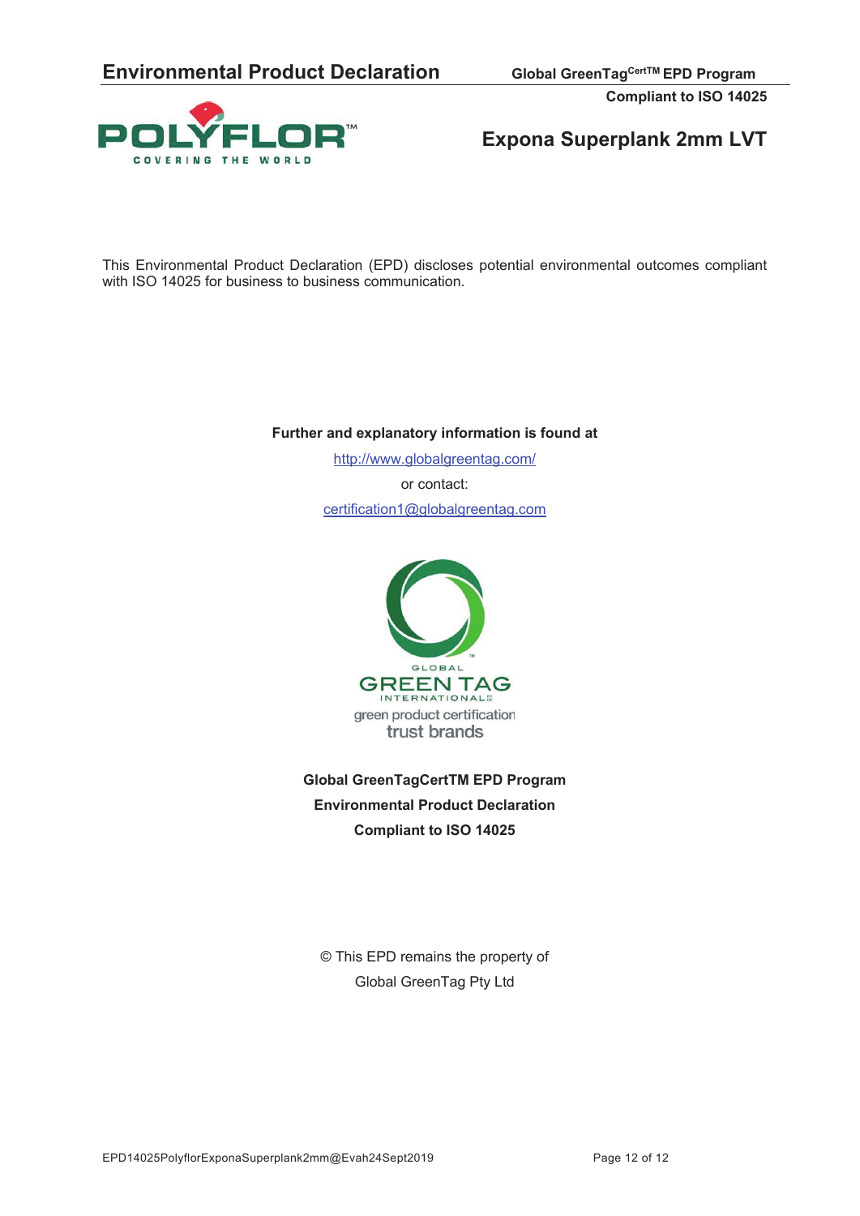# Expona Superplank 2mm LVT

This Environmental Product Declaration (EPD) discloses potential environmental outcomes compliant with ISO 14025 for business to business communication.

**Further and explanatory information is found at**

http://www.globalgreentag.com/

or contact:

certification1@globalgreentag.com

**Global GreenTagCertTM EPD Program**

**Environmental Product Declaration**

**Compliant to ISO 14025**

© This EPD remains the property of

Global GreenTag Pty Ltd

EPD14025PolyflorExponaSuperplank2mm@Evah24Sept2019